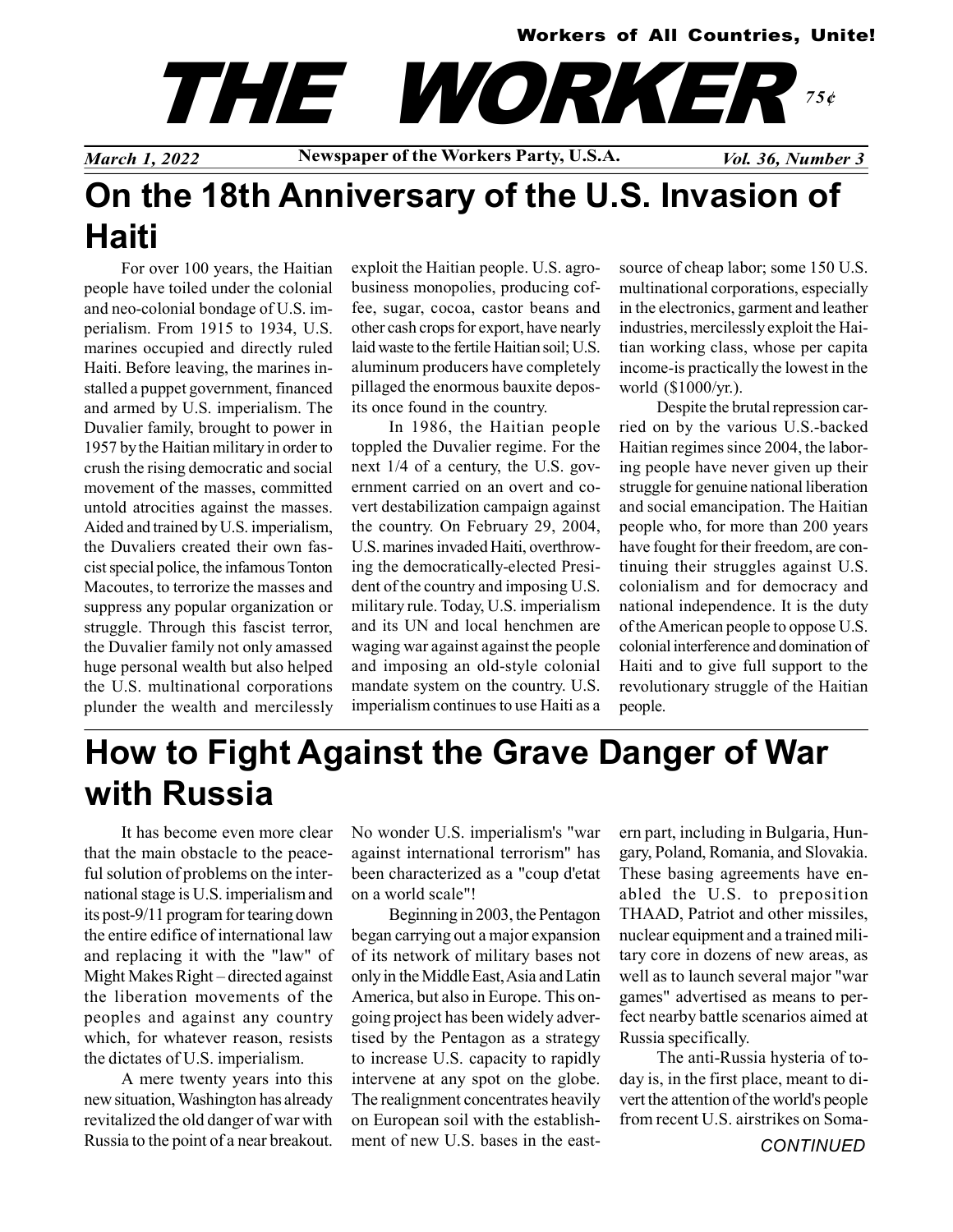Workers of All Countries, Unite!

# THE WORKER

*75¢*

*March 1, 2022* — **Newspaper of the Workers Party, U.S.A.** — *Vol. 36, Number 3*

## On the 18th Anniversary of the U.S. Invasion of Haiti

For over 100 years, the Haitian people have toiled under the colonial and neo-colonial bondage of U.S. imperialism. From 1915 to 1934, U.S. marines occupied and directly ruled Haiti. Before leaving, the marines installed a puppet government, financed and armed by U.S. imperialism. The Duvalier family, brought to power in 1957 by the Haitian military in order to crush the rising democratic and social movement of the masses, committed untold atrocities against the masses. Aided and trained by U.S. imperialism, the Duvaliers created their own fascist special police, the infamous Tonton Macoutes, to terrorize the masses and suppress any popular organization or struggle. Through this fascist terror, the Duvalier family not only amassed huge personal wealth but also helped the U.S. multinational corporations plunder the wealth and mercilessly exploit the Haitian people. U.S. agrobusiness monopolies, producing coffee, sugar, cocoa, castor beans and other cash crops for export, have nearly laid waste to the fertile Haitian soil; U.S. aluminum producers have completely pillaged the enormous bauxite deposits once found in the country.

In 1986, the Haitian people toppled the Duvalier regime. For the next 1/4 of a century, the U.S. government carried on an overt and covert destabilization campaign against the country. On February 29, 2004, U.S. marines invaded Haiti, overthrowing the democratically-elected President of the country and imposing U.S. military rule. Today, U.S. imperialism and its UN and local henchmen are waging war against against the people and imposing an old-style colonial mandate system on the country. U.S. imperialism continues to use Haiti as a source of cheap labor; some 150 U.S. multinational corporations, especially in the electronics, garment and leather industries, mercilessly exploit the Haitian working class, whose per capita income-is practically the lowest in the world ($1000/yr.).

Despite the brutal repression carried on by the various U.S.-backed Haitian regimes since 2004, the laboring people have never given up their struggle for genuine national liberation and social emancipation. The Haitian people who, for more than 200 years have fought for their freedom, are continuing their struggles against U.S. colonialism and for democracy and national independence. It is the duty of the American people to oppose U.S. colonial interference and domination of Haiti and to give full support to the revolutionary struggle of the Haitian people.

## How to Fight Against the Grave Danger of War with Russia

It has become even more clear that the main obstacle to the peaceful solution of problems on the international stage is U.S. imperialism and its post-9/11 program for tearing down the entire edifice of international law and replacing it with the "law" of Might Makes Right – directed against the liberation movements of the peoples and against any country which, for whatever reason, resists the dictates of U.S. imperialism.

A mere twenty years into this new situation, Washington has already revitalized the old danger of war with Russia to the point of a near breakout. No wonder U.S. imperialism's "war against international terrorism" has been characterized as a "coup d'etat on a world scale"!

Beginning in 2003, the Pentagon began carrying out a major expansion of its network of military bases not only in the Middle East, Asia and Latin America, but also in Europe. This ongoing project has been widely advertised by the Pentagon as a strategy to increase U.S. capacity to rapidly intervene at any spot on the globe. The realignment concentrates heavily on European soil with the establishment of new U.S. bases in the eastern part, including in Bulgaria, Hungary, Poland, Romania, and Slovakia. These basing agreements have enabled the U.S. to preposition THAAD, Patriot and other missiles, nuclear equipment and a trained military core in dozens of new areas, as well as to launch several major "war games" advertised as means to perfect nearby battle scenarios aimed at Russia specifically.

The anti-Russia hysteria of today is, in the first place, meant to divert the attention of the world's people from recent U.S. airstrikes on Soma-

*CONTINUED*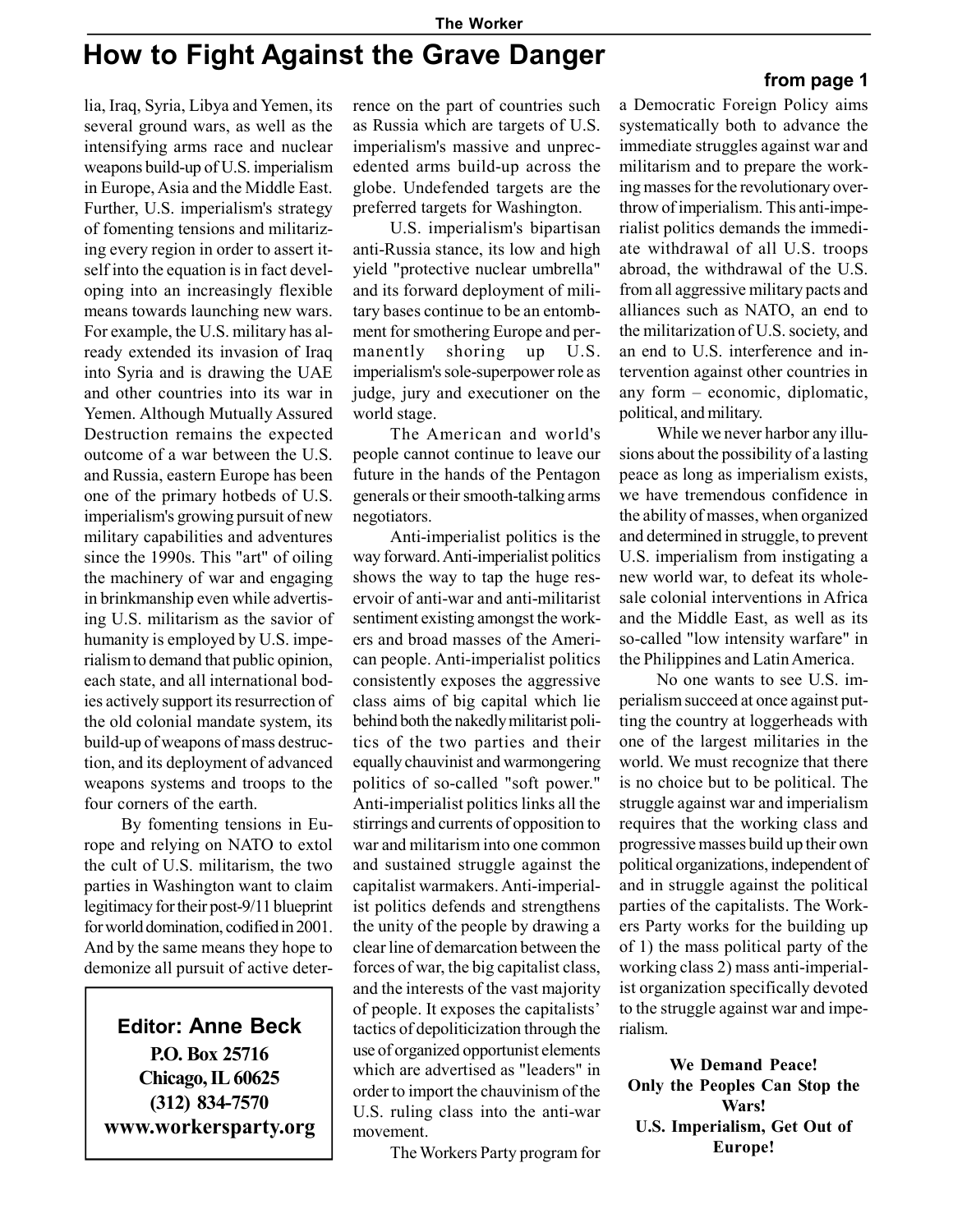# How to Fight Against the Grave Danger

**from page 1**

lia, Iraq, Syria, Libya and Yemen, its several ground wars, as well as the intensifying arms race and nuclear weapons build-up of U.S. imperialism in Europe, Asia and the Middle East. Further, U.S. imperialism's strategy of fomenting tensions and militarizing every region in order to assert itself into the equation is in fact developing into an increasingly flexible means towards launching new wars. For example, the U.S. military has already extended its invasion of Iraq into Syria and is drawing the UAE and other countries into its war in Yemen. Although Mutually Assured Destruction remains the expected outcome of a war between the U.S. and Russia, eastern Europe has been one of the primary hotbeds of U.S. imperialism's growing pursuit of new military capabilities and adventures since the 1990s. This "art" of oiling the machinery of war and engaging in brinkmanship even while advertising U.S. militarism as the savior of humanity is employed by U.S. imperialism to demand that public opinion, each state, and all international bodies actively support its resurrection of the old colonial mandate system, its build-up of weapons of mass destruction, and its deployment of advanced weapons systems and troops to the four corners of the earth.

By fomenting tensions in Europe and relying on NATO to extol the cult of U.S. militarism, the two parties in Washington want to claim legitimacy for their post-9/11 blueprint for world domination, codified in 2001. And by the same means they hope to demonize all pursuit of active deterrence on the part of countries such as Russia which are targets of U.S. imperialism's massive and unprecedented arms build-up across the globe. Undefended targets are the preferred targets for Washington.

U.S. imperialism's bipartisan anti-Russia stance, its low and high yield "protective nuclear umbrella" and its forward deployment of military bases continue to be an entombment for smothering Europe and permanently shoring up U.S. imperialism's sole-superpower role as judge, jury and executioner on the world stage.

The American and world's people cannot continue to leave our future in the hands of the Pentagon generals or their smooth-talking arms negotiators.

Anti-imperialist politics is the way forward. Anti-imperialist politics shows the way to tap the huge reservoir of anti-war and anti-militarist sentiment existing amongst the workers and broad masses of the American people. Anti-imperialist politics consistently exposes the aggressive class aims of big capital which lie behind both the nakedly militarist politics of the two parties and their equally chauvinist and warmongering politics of so-called "soft power." Anti-imperialist politics links all the stirrings and currents of opposition to war and militarism into one common and sustained struggle against the capitalist warmakers. Anti-imperialist politics defends and strengthens the unity of the people by drawing a clear line of demarcation between the forces of war, the big capitalist class, and the interests of the vast majority of people. It exposes the capitalists' tactics of depoliticization through the use of organized opportunist elements which are advertised as "leaders" in order to import the chauvinism of the U.S. ruling class into the anti-war movement.

The Workers Party program for a Democratic Foreign Policy aims systematically both to advance the immediate struggles against war and militarism and to prepare the working masses for the revolutionary overthrow of imperialism. This anti-imperialist politics demands the immediate withdrawal of all U.S. troops abroad, the withdrawal of the U.S. from all aggressive military pacts and alliances such as NATO, an end to the militarization of U.S. society, and an end to U.S. interference and intervention against other countries in any form – economic, diplomatic, political, and military.

While we never harbor any illusions about the possibility of a lasting peace as long as imperialism exists, we have tremendous confidence in the ability of masses, when organized and determined in struggle, to prevent U.S. imperialism from instigating a new world war, to defeat its wholesale colonial interventions in Africa and the Middle East, as well as its so-called "low intensity warfare" in the Philippines and Latin America.

No one wants to see U.S. imperialism succeed at once against putting the country at loggerheads with one of the largest militaries in the world. We must recognize that there is no choice but to be political. The struggle against war and imperialism requires that the working class and progressive masses build up their own political organizations, independent of and in struggle against the political parties of the capitalists. The Workers Party works for the building up of 1) the mass political party of the working class 2) mass anti-imperialist organization specifically devoted to the struggle against war and imperialism.

**We Demand Peace!**
**Only the Peoples Can Stop the Wars!**
**U.S. Imperialism, Get Out of Europe!**

**Editor: Anne Beck**
**P.O. Box 25716**
**Chicago, IL 60625**
**(312) 834-7570**
**www.workersparty.org**